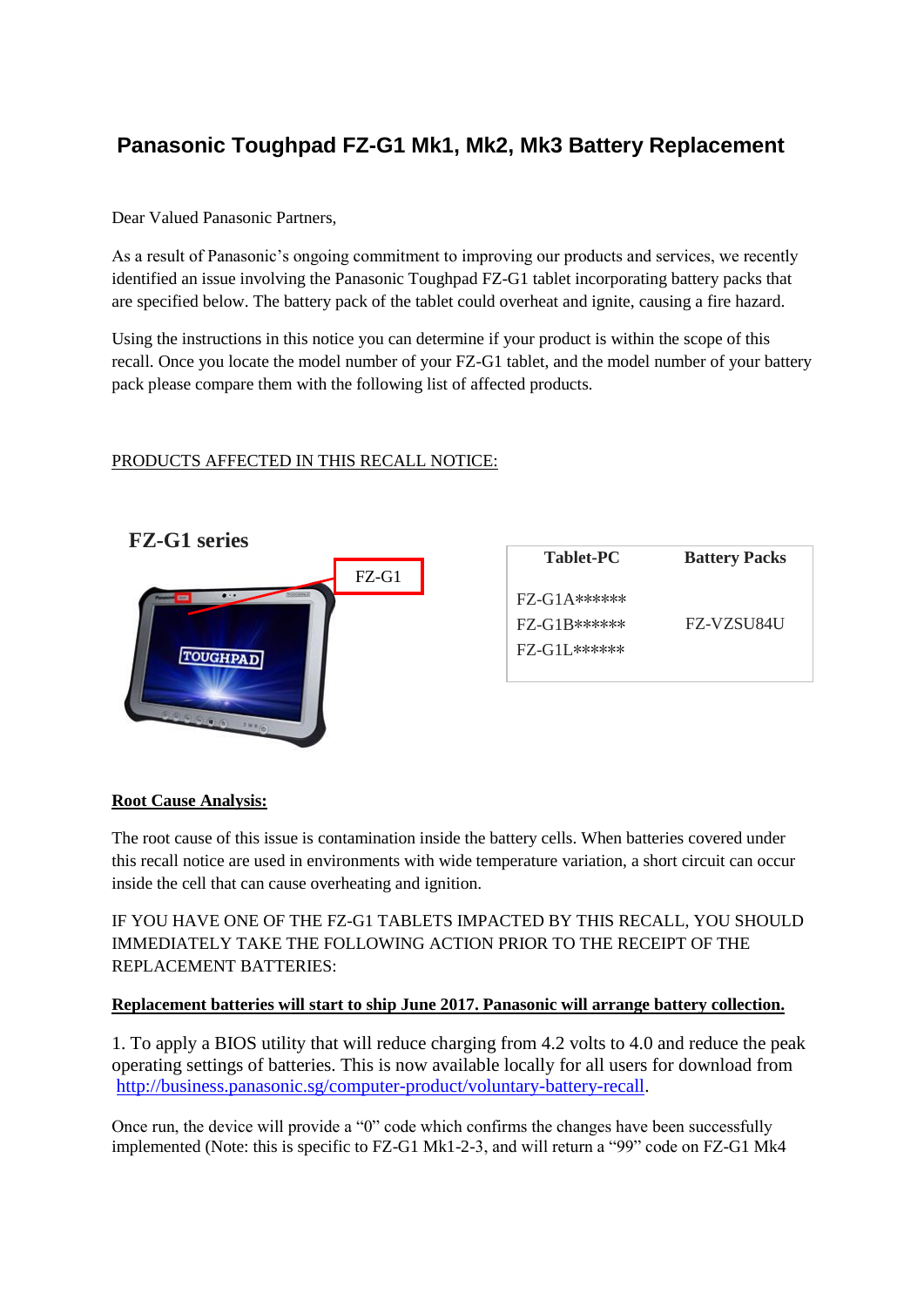# Panasonic Toughpad FZ-G1 Mk1, Mk2, Mk3 Battery Replacement

Dear Valued Panasonic Partners,

As a result of Panasonic's ongoing commitment to improving our products and services, we recently identified an issue involving the Panasonic Toughpad FZ-G1 tablet incorporating battery packs that are specified below. The battery pack of the tablet could overheat and ignite, causing a fire hazard.

Using the instructions in this notice you can determine if your product is within the scope of this recall. Once you locate the model number of your FZ-G1 tablet, and the model number of your battery pack please compare them with the following list of affected products.

PRODUCTS AFFECTED IN THIS RECALL NOTICE:

**FZ-G1 series**

FZ-G1

| Tablet-PC | Battery Packs |
|---|---|
| FZ-G1A****** <br> FZ-G1B****** <br> FZ-G1L****** | FZ-VZSU84U |

**Root Cause Analysis:**

The root cause of this issue is contamination inside the battery cells. When batteries covered under this recall notice are used in environments with wide temperature variation, a short circuit can occur inside the cell that can cause overheating and ignition.

IF YOU HAVE ONE OF THE FZ-G1 TABLETS IMPACTED BY THIS RECALL, YOU SHOULD IMMEDIATELY TAKE THE FOLLOWING ACTION PRIOR TO THE RECEIPT OF THE REPLACEMENT BATTERIES:

**Replacement batteries will start to ship June 2017. Panasonic will arrange battery collection.**

1. To apply a BIOS utility that will reduce charging from 4.2 volts to 4.0 and reduce the peak operating settings of batteries. This is now available locally for all users for download from http://business.panasonic.sg/computer-product/voluntary-battery-recall.

Once run, the device will provide a "0" code which confirms the changes have been successfully implemented (Note: this is specific to FZ-G1 Mk1-2-3, and will return a "99" code on FZ-G1 Mk4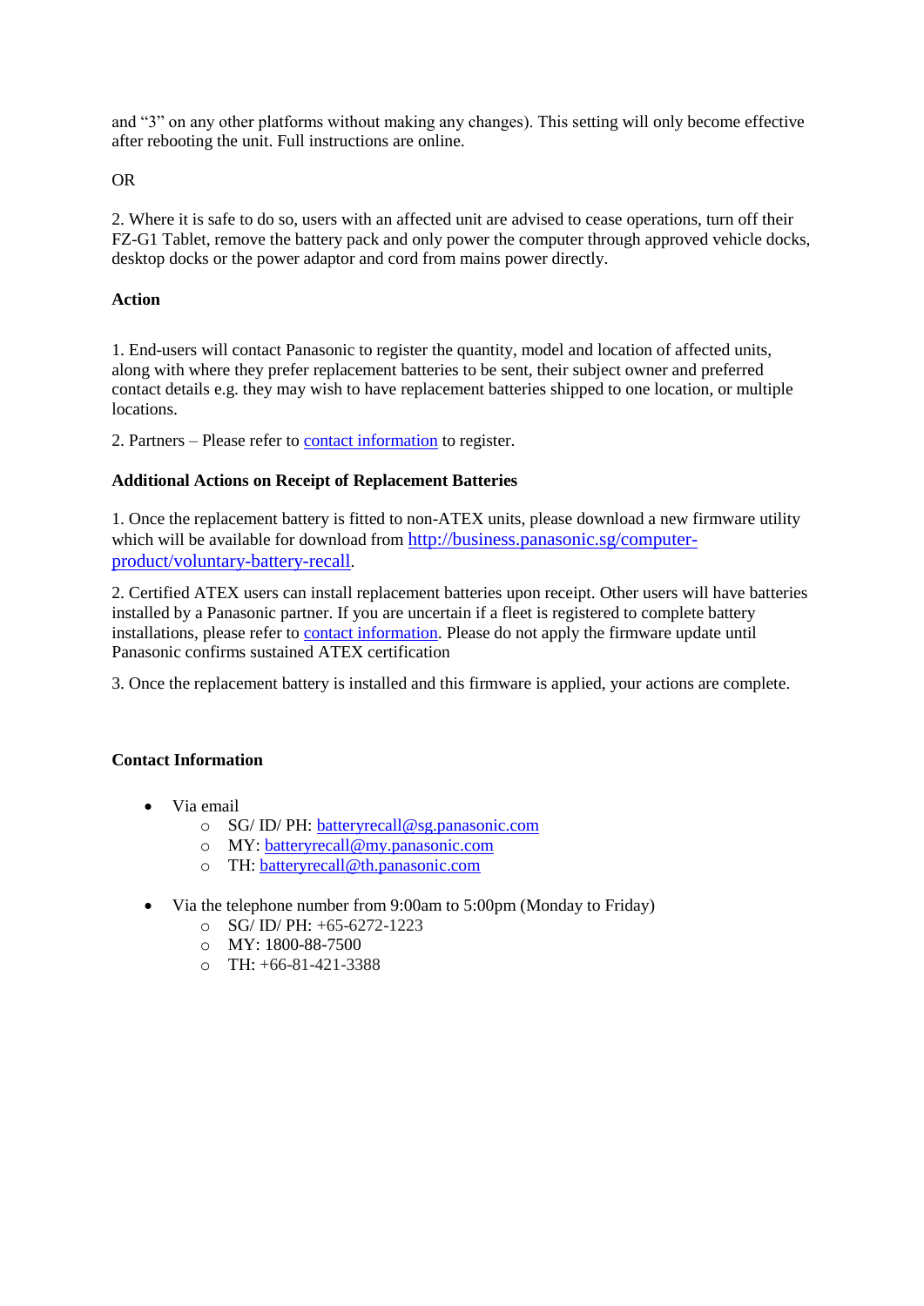and “3” on any other platforms without making any changes). This setting will only become effective after rebooting the unit. Full instructions are online.

OR

2. Where it is safe to do so, users with an affected unit are advised to cease operations, turn off their FZ-G1 Tablet, remove the battery pack and only power the computer through approved vehicle docks, desktop docks or the power adaptor and cord from mains power directly.

**Action**

1. End-users will contact Panasonic to register the quantity, model and location of affected units, along with where they prefer replacement batteries to be sent, their subject owner and preferred contact details e.g. they may wish to have replacement batteries shipped to one location, or multiple locations.

2. Partners – Please refer to contact information to register.

**Additional Actions on Receipt of Replacement Batteries**

1. Once the replacement battery is fitted to non-ATEX units, please download a new firmware utility which will be available for download from http://business.panasonic.sg/computer-product/voluntary-battery-recall.

2. Certified ATEX users can install replacement batteries upon receipt. Other users will have batteries installed by a Panasonic partner. If you are uncertain if a fleet is registered to complete battery installations, please refer to contact information. Please do not apply the firmware update until Panasonic confirms sustained ATEX certification

3. Once the replacement battery is installed and this firmware is applied, your actions are complete.

**Contact Information**

- Via email
  - SG/ ID/ PH: batteryrecall@sg.panasonic.com
  - MY: batteryrecall@my.panasonic.com
  - TH: batteryrecall@th.panasonic.com

- Via the telephone number from 9:00am to 5:00pm (Monday to Friday)
  - SG/ ID/ PH: +65-6272-1223
  - MY: 1800-88-7500
  - TH: +66-81-421-3388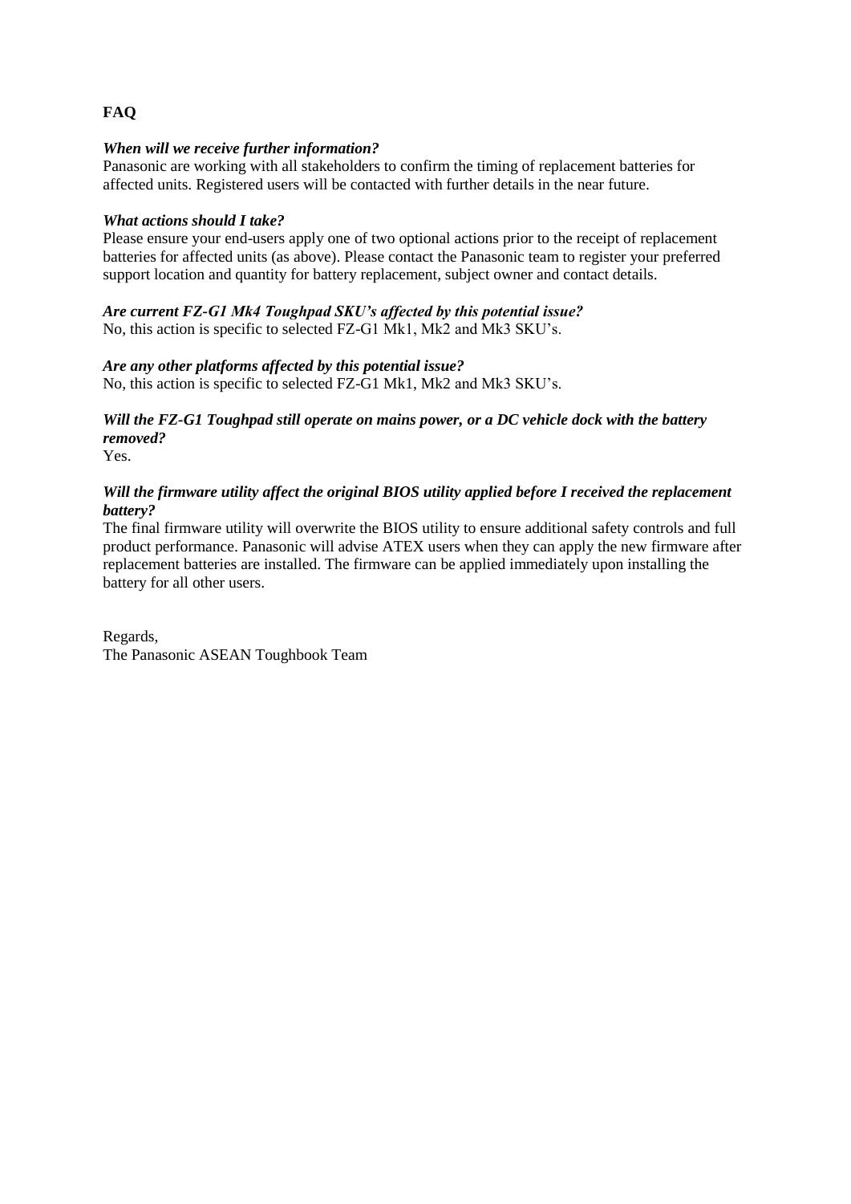**FAQ**

***When will we receive further information?***
Panasonic are working with all stakeholders to confirm the timing of replacement batteries for affected units. Registered users will be contacted with further details in the near future.

***What actions should I take?***
Please ensure your end-users apply one of two optional actions prior to the receipt of replacement batteries for affected units (as above). Please contact the Panasonic team to register your preferred support location and quantity for battery replacement, subject owner and contact details.

***Are current FZ-G1 Mk4 Toughpad SKU's affected by this potential issue?***
No, this action is specific to selected FZ-G1 Mk1, Mk2 and Mk3 SKU's.

***Are any other platforms affected by this potential issue?***
No, this action is specific to selected FZ-G1 Mk1, Mk2 and Mk3 SKU's.

***Will the FZ-G1 Toughpad still operate on mains power, or a DC vehicle dock with the battery removed?***
Yes.

***Will the firmware utility affect the original BIOS utility applied before I received the replacement battery?***
The final firmware utility will overwrite the BIOS utility to ensure additional safety controls and full product performance. Panasonic will advise ATEX users when they can apply the new firmware after replacement batteries are installed. The firmware can be applied immediately upon installing the battery for all other users.

Regards,
The Panasonic ASEAN Toughbook Team